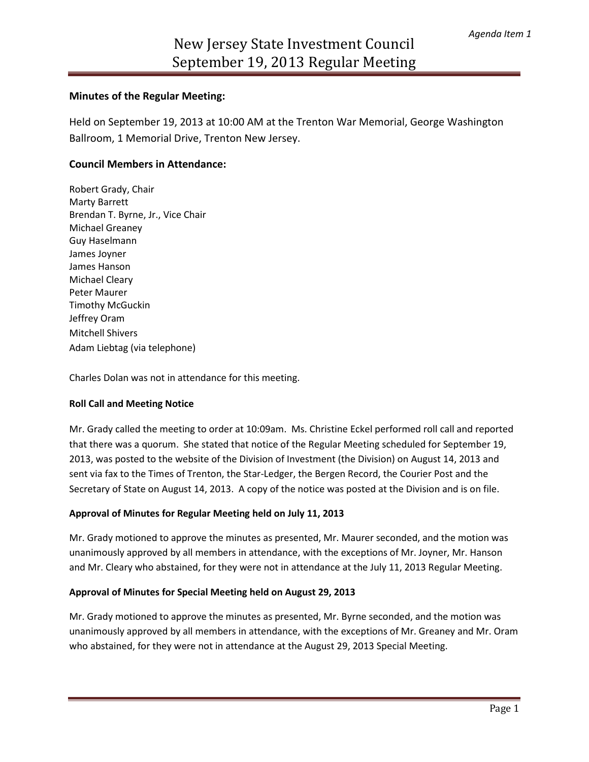*Agenda Item 1*

# New Jersey State Investment Council
# September 19, 2013 Regular Meeting

### Minutes of the Regular Meeting:

Held on September 19, 2013 at 10:00 AM at the Trenton War Memorial, George Washington Ballroom, 1 Memorial Drive, Trenton New Jersey.

### Council Members in Attendance:

Robert Grady, Chair
Marty Barrett
Brendan T. Byrne, Jr., Vice Chair
Michael Greaney
Guy Haselmann
James Joyner
James Hanson
Michael Cleary
Peter Maurer
Timothy McGuckin
Jeffrey Oram
Mitchell Shivers
Adam Liebtag (via telephone)

Charles Dolan was not in attendance for this meeting.

**Roll Call and Meeting Notice**

Mr. Grady called the meeting to order at 10:09am. Ms. Christine Eckel performed roll call and reported that there was a quorum. She stated that notice of the Regular Meeting scheduled for September 19, 2013, was posted to the website of the Division of Investment (the Division) on August 14, 2013 and sent via fax to the Times of Trenton, the Star-Ledger, the Bergen Record, the Courier Post and the Secretary of State on August 14, 2013. A copy of the notice was posted at the Division and is on file.

**Approval of Minutes for Regular Meeting held on July 11, 2013**

Mr. Grady motioned to approve the minutes as presented, Mr. Maurer seconded, and the motion was unanimously approved by all members in attendance, with the exceptions of Mr. Joyner, Mr. Hanson and Mr. Cleary who abstained, for they were not in attendance at the July 11, 2013 Regular Meeting.

**Approval of Minutes for Special Meeting held on August 29, 2013**

Mr. Grady motioned to approve the minutes as presented, Mr. Byrne seconded, and the motion was unanimously approved by all members in attendance, with the exceptions of Mr. Greaney and Mr. Oram who abstained, for they were not in attendance at the August 29, 2013 Special Meeting.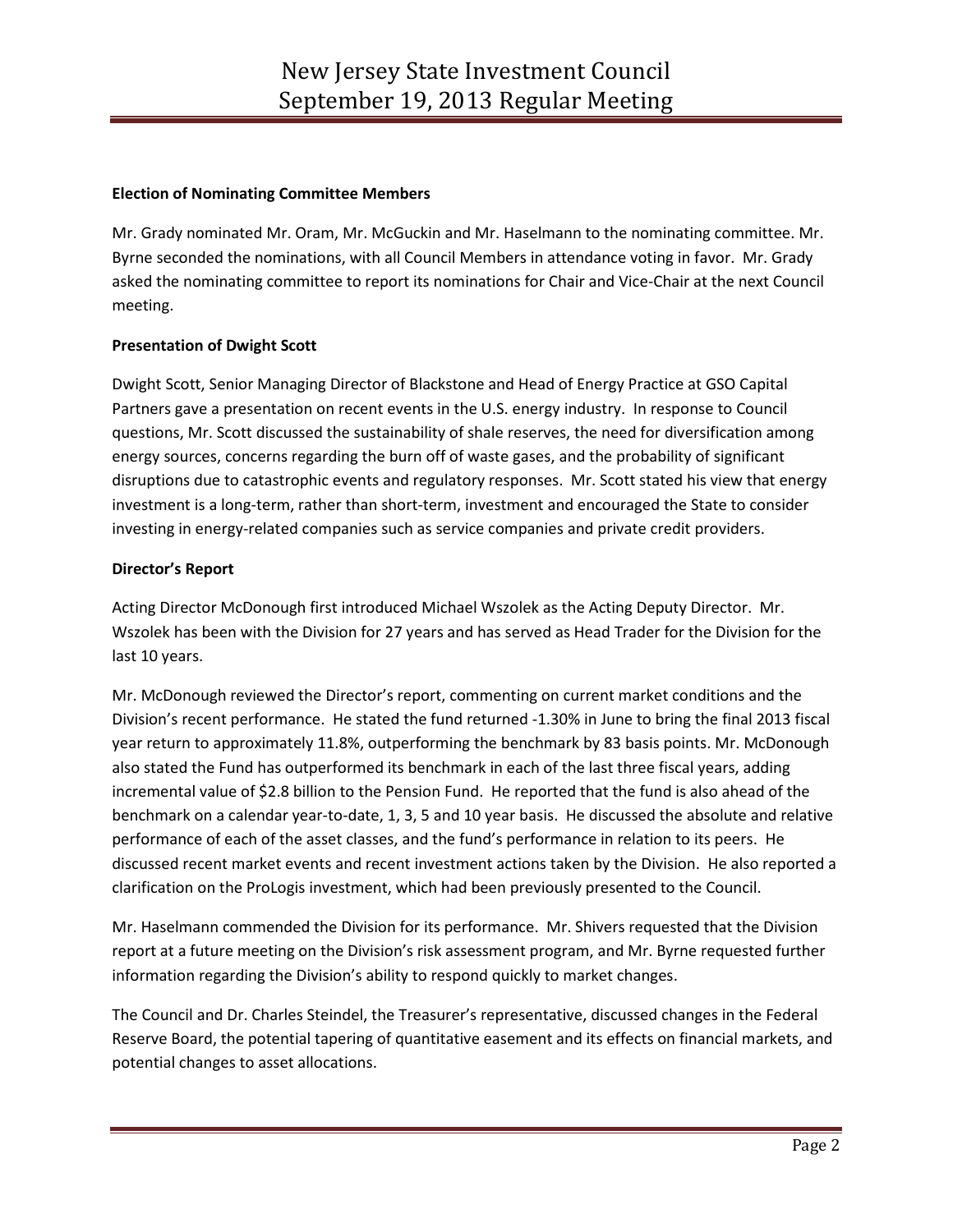**Election of Nominating Committee Members**

Mr. Grady nominated Mr. Oram, Mr. McGuckin and Mr. Haselmann to the nominating committee. Mr. Byrne seconded the nominations, with all Council Members in attendance voting in favor. Mr. Grady asked the nominating committee to report its nominations for Chair and Vice-Chair at the next Council meeting.

**Presentation of Dwight Scott**

Dwight Scott, Senior Managing Director of Blackstone and Head of Energy Practice at GSO Capital Partners gave a presentation on recent events in the U.S. energy industry. In response to Council questions, Mr. Scott discussed the sustainability of shale reserves, the need for diversification among energy sources, concerns regarding the burn off of waste gases, and the probability of significant disruptions due to catastrophic events and regulatory responses. Mr. Scott stated his view that energy investment is a long-term, rather than short-term, investment and encouraged the State to consider investing in energy-related companies such as service companies and private credit providers.

**Director's Report**

Acting Director McDonough first introduced Michael Wszolek as the Acting Deputy Director. Mr. Wszolek has been with the Division for 27 years and has served as Head Trader for the Division for the last 10 years.

Mr. McDonough reviewed the Director's report, commenting on current market conditions and the Division's recent performance. He stated the fund returned -1.30% in June to bring the final 2013 fiscal year return to approximately 11.8%, outperforming the benchmark by 83 basis points. Mr. McDonough also stated the Fund has outperformed its benchmark in each of the last three fiscal years, adding incremental value of $2.8 billion to the Pension Fund. He reported that the fund is also ahead of the benchmark on a calendar year-to-date, 1, 3, 5 and 10 year basis. He discussed the absolute and relative performance of each of the asset classes, and the fund's performance in relation to its peers. He discussed recent market events and recent investment actions taken by the Division. He also reported a clarification on the ProLogis investment, which had been previously presented to the Council.

Mr. Haselmann commended the Division for its performance. Mr. Shivers requested that the Division report at a future meeting on the Division's risk assessment program, and Mr. Byrne requested further information regarding the Division's ability to respond quickly to market changes.

The Council and Dr. Charles Steindel, the Treasurer's representative, discussed changes in the Federal Reserve Board, the potential tapering of quantitative easement and its effects on financial markets, and potential changes to asset allocations.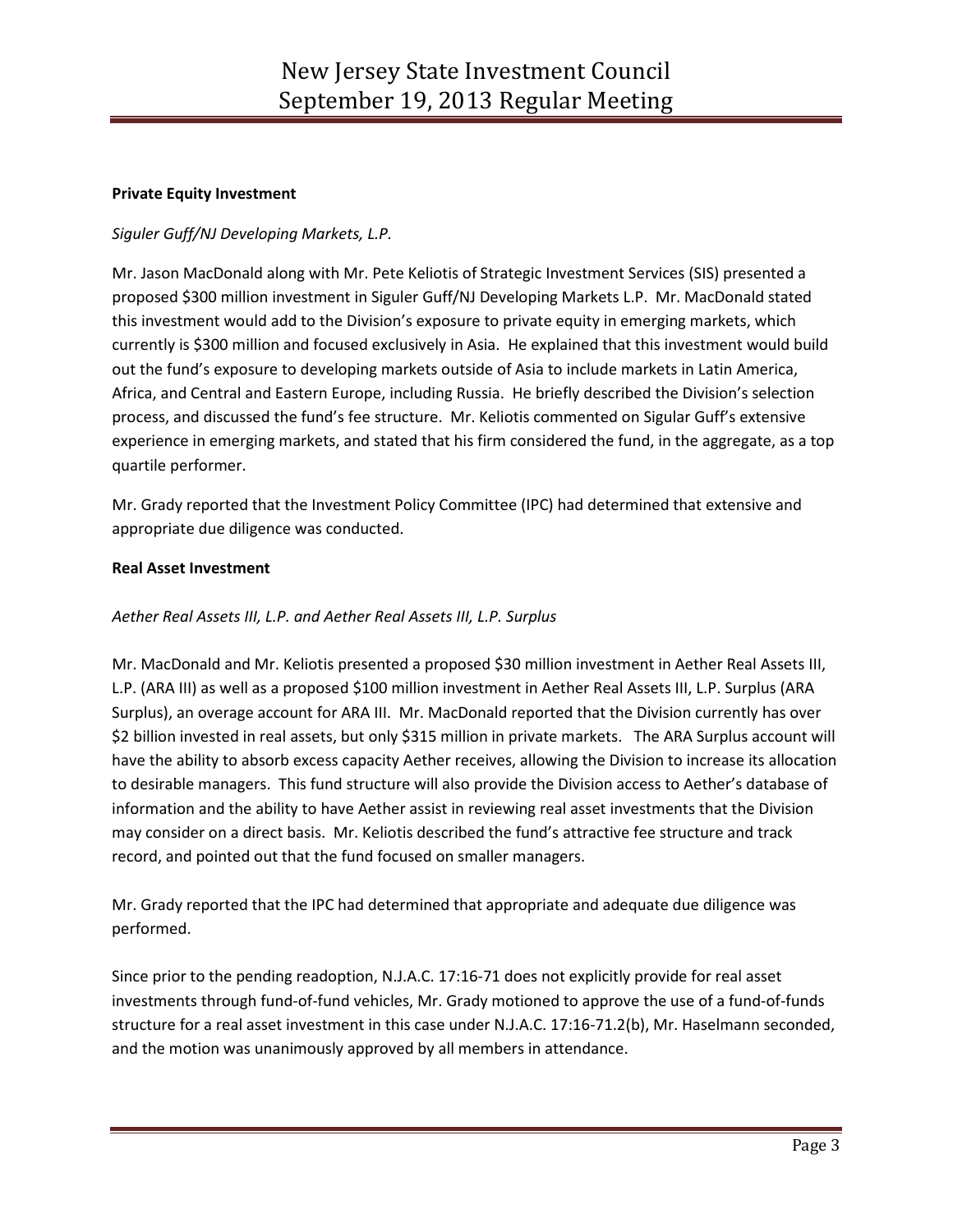**Private Equity Investment**

*Siguler Guff/NJ Developing Markets, L.P.*

Mr. Jason MacDonald along with Mr. Pete Keliotis of Strategic Investment Services (SIS) presented a proposed $300 million investment in Siguler Guff/NJ Developing Markets L.P. Mr. MacDonald stated this investment would add to the Division's exposure to private equity in emerging markets, which currently is $300 million and focused exclusively in Asia. He explained that this investment would build out the fund's exposure to developing markets outside of Asia to include markets in Latin America, Africa, and Central and Eastern Europe, including Russia. He briefly described the Division's selection process, and discussed the fund's fee structure. Mr. Keliotis commented on Sigular Guff's extensive experience in emerging markets, and stated that his firm considered the fund, in the aggregate, as a top quartile performer.

Mr. Grady reported that the Investment Policy Committee (IPC) had determined that extensive and appropriate due diligence was conducted.

**Real Asset Investment**

*Aether Real Assets III, L.P. and Aether Real Assets III, L.P. Surplus*

Mr. MacDonald and Mr. Keliotis presented a proposed $30 million investment in Aether Real Assets III, L.P. (ARA III) as well as a proposed $100 million investment in Aether Real Assets III, L.P. Surplus (ARA Surplus), an overage account for ARA III. Mr. MacDonald reported that the Division currently has over $2 billion invested in real assets, but only $315 million in private markets. The ARA Surplus account will have the ability to absorb excess capacity Aether receives, allowing the Division to increase its allocation to desirable managers. This fund structure will also provide the Division access to Aether's database of information and the ability to have Aether assist in reviewing real asset investments that the Division may consider on a direct basis. Mr. Keliotis described the fund's attractive fee structure and track record, and pointed out that the fund focused on smaller managers.

Mr. Grady reported that the IPC had determined that appropriate and adequate due diligence was performed.

Since prior to the pending readoption, N.J.A.C. 17:16-71 does not explicitly provide for real asset investments through fund-of-fund vehicles, Mr. Grady motioned to approve the use of a fund-of-funds structure for a real asset investment in this case under N.J.A.C. 17:16-71.2(b), Mr. Haselmann seconded, and the motion was unanimously approved by all members in attendance.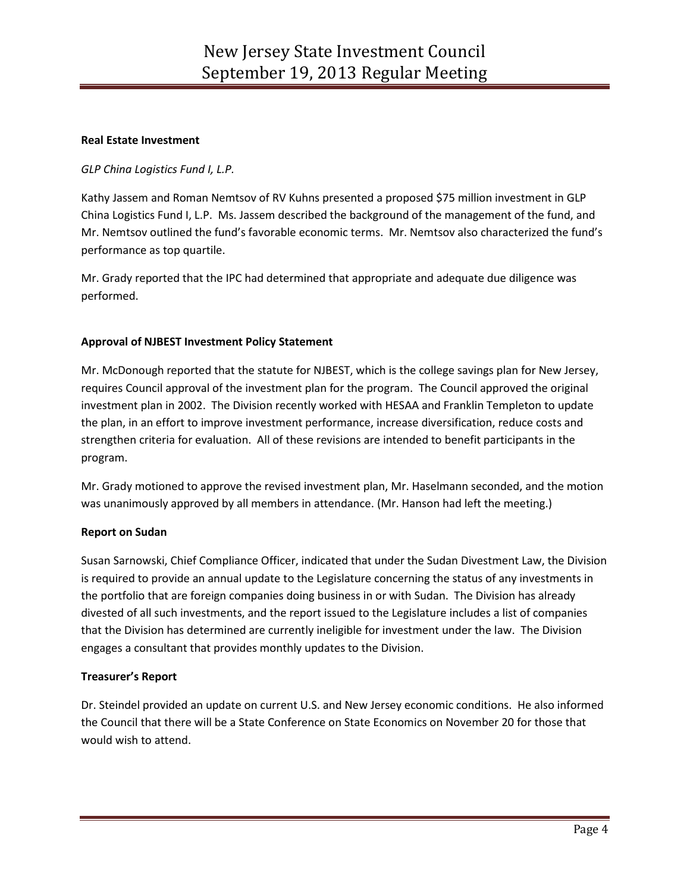**Real Estate Investment**

*GLP China Logistics Fund I, L.P.*

Kathy Jassem and Roman Nemtsov of RV Kuhns presented a proposed $75 million investment in GLP China Logistics Fund I, L.P. Ms. Jassem described the background of the management of the fund, and Mr. Nemtsov outlined the fund's favorable economic terms. Mr. Nemtsov also characterized the fund's performance as top quartile.

Mr. Grady reported that the IPC had determined that appropriate and adequate due diligence was performed.

**Approval of NJBEST Investment Policy Statement**

Mr. McDonough reported that the statute for NJBEST, which is the college savings plan for New Jersey, requires Council approval of the investment plan for the program. The Council approved the original investment plan in 2002. The Division recently worked with HESAA and Franklin Templeton to update the plan, in an effort to improve investment performance, increase diversification, reduce costs and strengthen criteria for evaluation. All of these revisions are intended to benefit participants in the program.

Mr. Grady motioned to approve the revised investment plan, Mr. Haselmann seconded, and the motion was unanimously approved by all members in attendance. (Mr. Hanson had left the meeting.)

**Report on Sudan**

Susan Sarnowski, Chief Compliance Officer, indicated that under the Sudan Divestment Law, the Division is required to provide an annual update to the Legislature concerning the status of any investments in the portfolio that are foreign companies doing business in or with Sudan. The Division has already divested of all such investments, and the report issued to the Legislature includes a list of companies that the Division has determined are currently ineligible for investment under the law. The Division engages a consultant that provides monthly updates to the Division.

**Treasurer's Report**

Dr. Steindel provided an update on current U.S. and New Jersey economic conditions. He also informed the Council that there will be a State Conference on State Economics on November 20 for those that would wish to attend.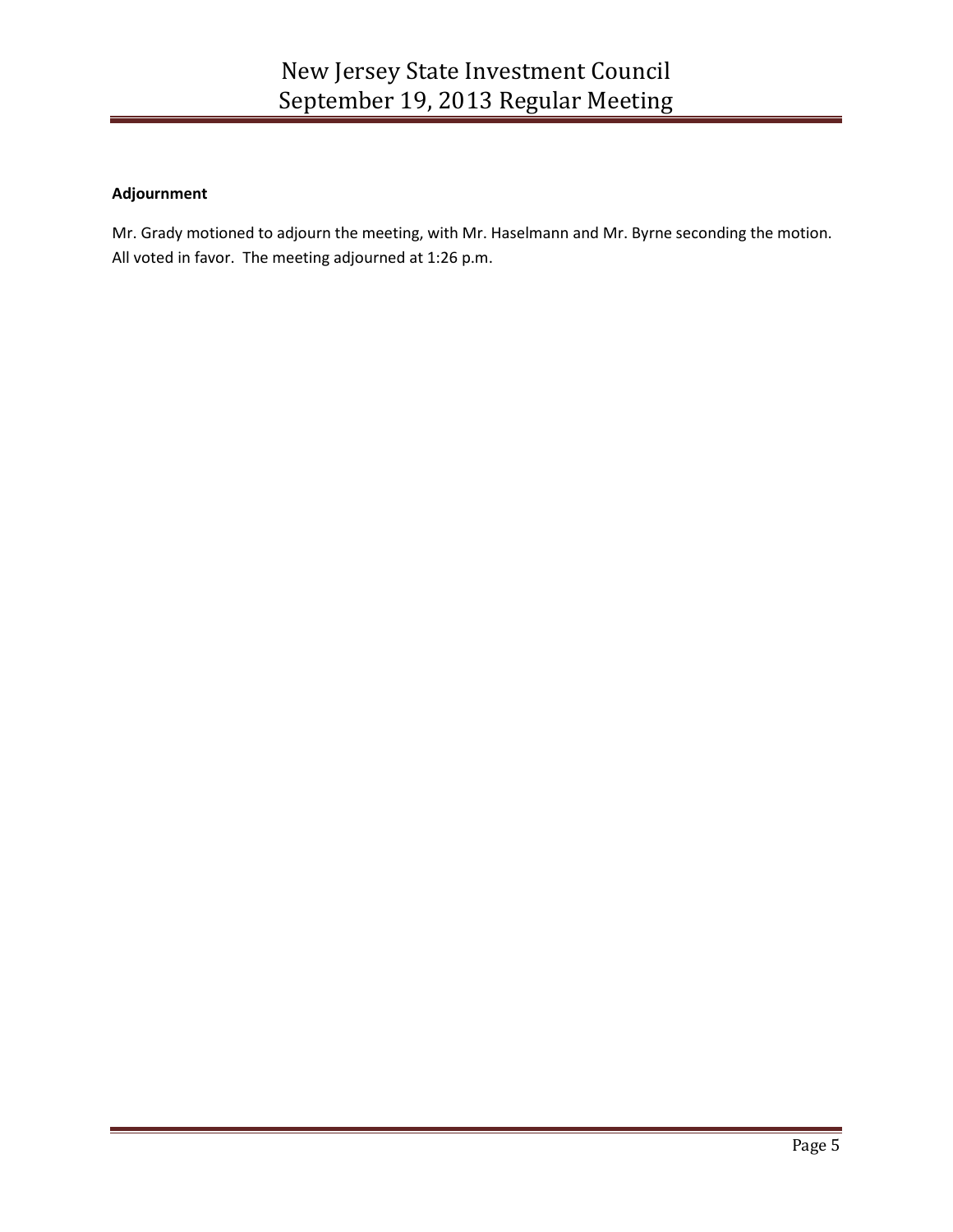**Adjournment**

Mr. Grady motioned to adjourn the meeting, with Mr. Haselmann and Mr. Byrne seconding the motion. All voted in favor. The meeting adjourned at 1:26 p.m.